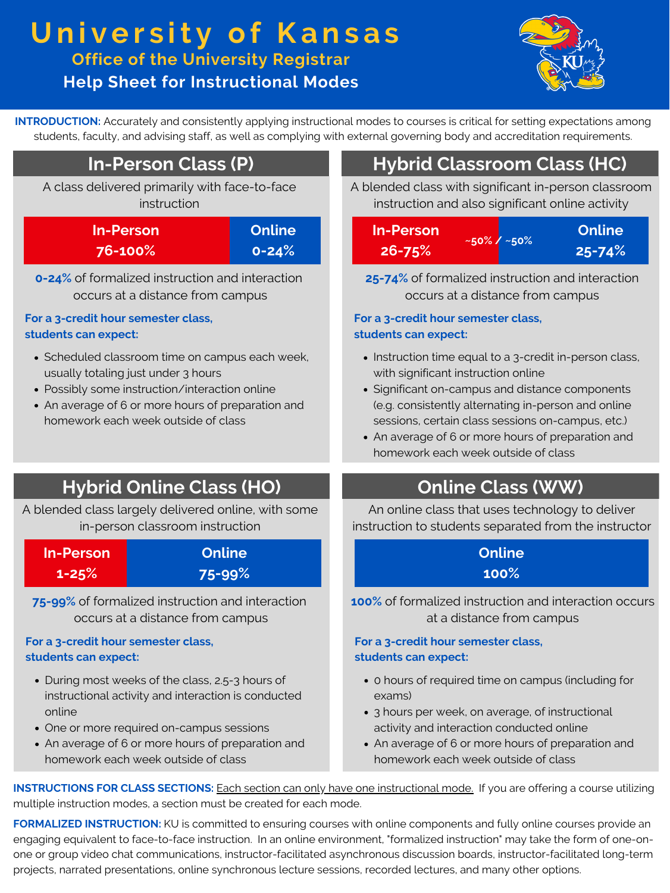# University of Kansas

## Office of the University Registrar

## Help Sheet for Instructional Modes

**INTRODUCTION:** Accurately and consistently applying instructional modes to courses is critical for setting expectations among students, faculty, and advising staff, as well as complying with external governing body and accreditation requirements.

## In-Person Class (P)

A class delivered primarily with face-to-face instruction

| In-Person | Online |
|---|---|
| 76-100% | 0-24% |

**0-24%** of formalized instruction and interaction occurs at a distance from campus

**For a 3-credit hour semester class, students can expect:**

- Scheduled classroom time on campus each week, usually totaling just under 3 hours
- Possibly some instruction/interaction online
- An average of 6 or more hours of preparation and homework each week outside of class

## Hybrid Classroom Class (HC)

A blended class with significant in-person classroom instruction and also significant online activity

| In-Person | ~50% / ~50% | Online |
|---|---|---|
| 26-75% | | 25-74% |

**25-74%** of formalized instruction and interaction occurs at a distance from campus

**For a 3-credit hour semester class, students can expect:**

- Instruction time equal to a 3-credit in-person class, with significant instruction online
- Significant on-campus and distance components (e.g. consistently alternating in-person and online sessions, certain class sessions on-campus, etc.)
- An average of 6 or more hours of preparation and homework each week outside of class

## Hybrid Online Class (HO)

A blended class largely delivered online, with some in-person classroom instruction

| In-Person | Online |
|---|---|
| 1-25% | 75-99% |

**75-99%** of formalized instruction and interaction occurs at a distance from campus

**For a 3-credit hour semester class, students can expect:**

- During most weeks of the class, 2.5-3 hours of instructional activity and interaction is conducted online
- One or more required on-campus sessions
- An average of 6 or more hours of preparation and homework each week outside of class

## Online Class (WW)

An online class that uses technology to deliver instruction to students separated from the instructor

| Online |
|---|
| 100% |

**100%** of formalized instruction and interaction occurs at a distance from campus

**For a 3-credit hour semester class, students can expect:**

- 0 hours of required time on campus (including for exams)
- 3 hours per week, on average, of instructional activity and interaction conducted online
- An average of 6 or more hours of preparation and homework each week outside of class

**INSTRUCTIONS FOR CLASS SECTIONS:** Each section can only have one instructional mode. If you are offering a course utilizing multiple instruction modes, a section must be created for each mode.

**FORMALIZED INSTRUCTION:** KU is committed to ensuring courses with online components and fully online courses provide an engaging equivalent to face-to-face instruction. In an online environment, "formalized instruction" may take the form of one-on-one or group video chat communications, instructor-facilitated asynchronous discussion boards, instructor-facilitated long-term projects, narrated presentations, online synchronous lecture sessions, recorded lectures, and many other options.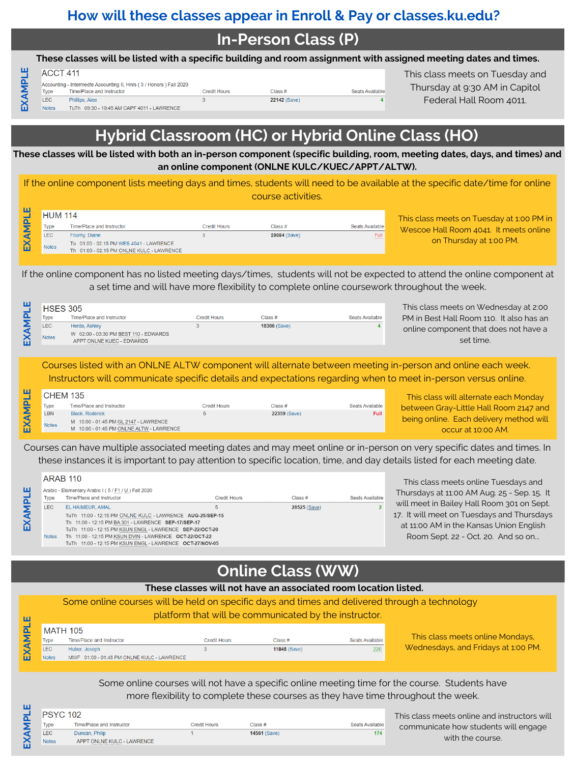# How will these classes appear in Enroll & Pay or classes.ku.edu?

## In-Person Class (P)

**These classes will be listed with a specific building and room assignment with assigned meeting dates and times.**

EXAMPLE

ACCT 411

Accounting - Intermedte Accounting II, Hnrs ( 3 / Honors ) Fall 2020

| Type | Time/Place and Instructor | Credit Hours | Class # | Seats Available |
|---|---|---|---|---|
| LEC | Phillips, Alee | 3 | 22142 (Save) | 4 |
| Notes | TuTh 09:30 - 10:45 AM CAPF 4011 - LAWRENCE | | | |

This class meets on Tuesday and Thursday at 9:30 AM in Capitol Federal Hall Room 4011.

## Hybrid Classroom (HC) or Hybrid Online Class (HO)

**These classes will be listed with both an in-person component (specific building, room, meeting dates, days, and times) and an online component (ONLNE KULC/KUEC/APPT/ALTW).**

If the online component lists meeting days and times, students will need to be available at the specific date/time for online course activities.

EXAMPLE

HUM 114

| Type | Time/Place and Instructor | Credit Hours | Class # | Seats Available |
|---|---|---|---|---|
| LEC | Fourny, Diane | 3 | 29084 (Save) | Full |
| Notes | Tu 01:00 - 02:15 PM WES 4041 - LAWRENCE<br>Th 01:00 - 02:15 PM ONLNE KULC - LAWRENCE | | | |

This class meets on Tuesday at 1:00 PM in Wescoe Hall Room 4041. It meets online on Thursday at 1:00 PM.

If the online component has no listed meeting days/times, students will not be expected to attend the online component at a set time and will have more flexibility to complete online coursework throughout the week.

EXAMPLE

HSES 305

| Type | Time/Place and Instructor | Credit Hours | Class # | Seats Available |
|---|---|---|---|---|
| LEC | Herda, Ashley | 3 | 18386 (Save) | 4 |
| Notes | W 02:00 - 03:30 PM BEST 110 - EDWARDS<br>APPT ONLNE KUEC - EDWARDS | | | |

This class meets on Wednesday at 2:00 PM in Best Hall Room 110. It also has an online component that does not have a set time.

Courses listed with an ONLNE ALTW component will alternate between meeting in-person and online each week. Instructors will communicate specific details and expectations regarding when to meet in-person versus online.

EXAMPLE

CHEM 135

| Type | Time/Place and Instructor | Credit Hours | Class # | Seats Available |
|---|---|---|---|---|
| LBN | Black, Roderick | 5 | 22359 (Save) | Full |
| Notes | M 10:00 - 01:45 PM GL 2147 - LAWRENCE<br>M 10:00 - 01:45 PM ONLNE ALTW - LAWRENCE | | | |

This class will alternate each Monday between Gray-Little Hall Room 2147 and being online. Each delivery method will occur at 10:00 AM.

Courses can have multiple associated meeting dates and may meet online or in-person on very specific dates and times. In these instances it is important to pay attention to specific location, time, and day details listed for each meeting date.

EXAMPLE

ARAB 110

Arabic - Elementary Arabic I ( 5 / F1 / U ) Fall 2020

| Type | Time/Place and Instructor | Credit Hours | Class # | Seats Available |
|---|---|---|---|---|
| LEC | EL HAIMEUR, AMAL | 5 | 28525 (Save) | 2 |
| Notes | TuTh 11:00 - 12:15 PM ONLNE KULC - LAWRENCE **AUG-25/SEP-15**<br>Th 11:00 - 12:15 PM BA 301 - LAWRENCE **SEP-17/SEP-17**<br>TuTh 11:00 - 12:15 PM KSUN ENGL - LAWRENCE **SEP-22/OCT-20**<br>Th 11:00 - 12:15 PM KSUN DVIN - LAWRENCE **OCT-22/OCT-22**<br>TuTh 11:00 - 12:15 PM KSUN ENGL - LAWRENCE **OCT-27/NOV-05** | | | |

This class meets online Tuesdays and Thursdays at 11:00 AM Aug. 25 - Sep. 15. It will meet in Bailey Hall Room 301 on Sept. 17. It will meet on Tuesdays and Thursdays at 11:00 AM in the Kansas Union English Room Sept. 22 - Oct. 20. And so on...

## Online Class (WW)

**These classes will not have an associated room location listed.**

Some online courses will be held on specific days and times and delivered through a technology platform that will be communicated by the instructor.

EXAMPLE

MATH 105

| Type | Time/Place and Instructor | Credit Hours | Class # | Seats Available |
|---|---|---|---|---|
| LEC | Huber, Joseph | 3 | 11845 (Save) | 220 |
| Notes | MWF 01:00 - 01:45 PM ONLNE KULC - LAWRENCE | | | |

This class meets online Mondays, Wednesdays, and Fridays at 1:00 PM.

Some online courses will not have a specific online meeting time for the course. Students have more flexibility to complete these courses as they have time throughout the week.

EXAMPLE

PSYC 102

| Type | Time/Place and Instructor | Credit Hours | Class # | Seats Available |
|---|---|---|---|---|
| LEC | Duncan, Philip | 1 | 14561 (Save) | 174 |
| Notes | APPT ONLNE KULC - LAWRENCE | | | |

This class meets online and instructors will communicate how students will engage with the course.